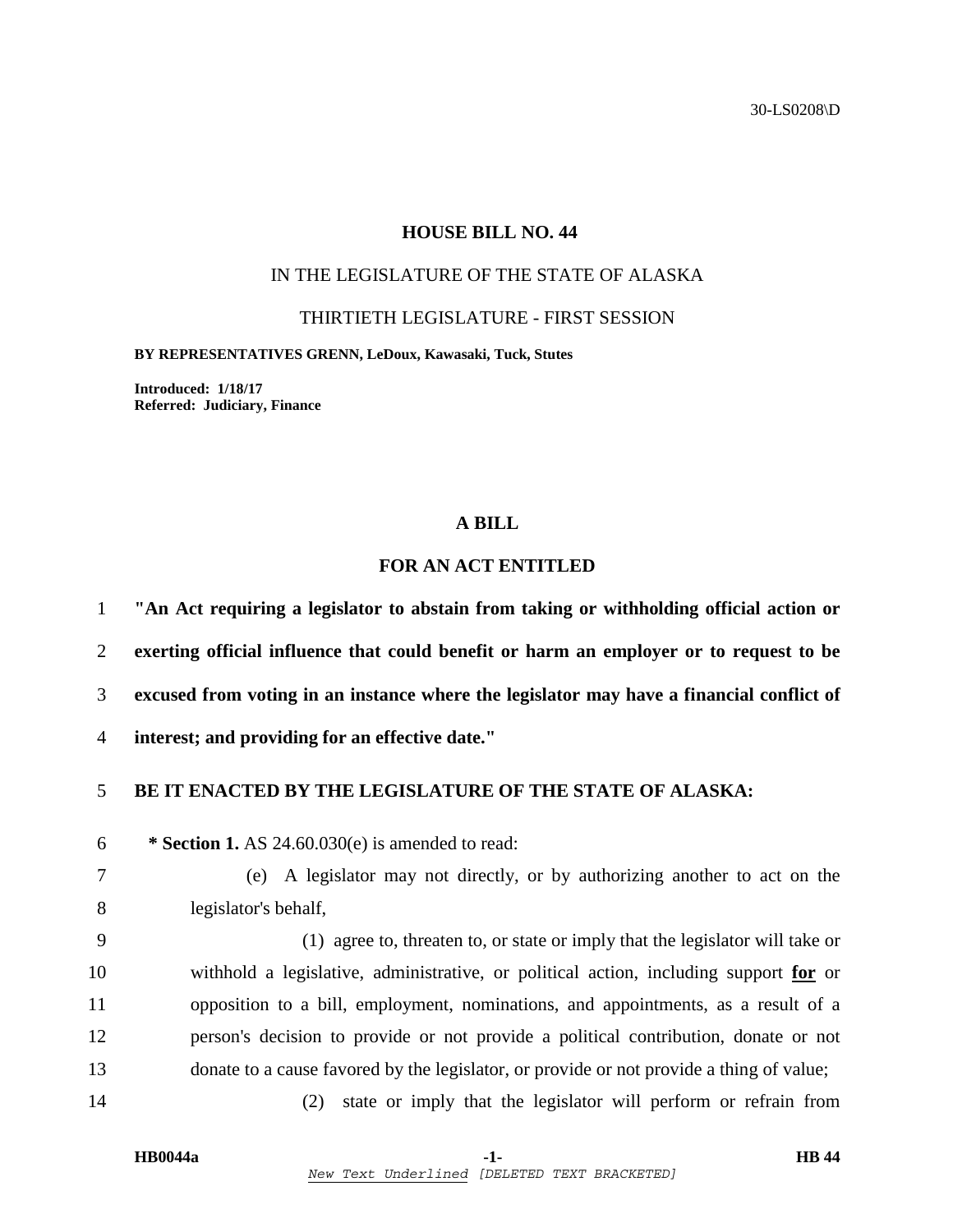30-LS0208\D

# HOUSE BILL NO. 44

IN THE LEGISLATURE OF THE STATE OF ALASKA

THIRTIETH LEGISLATURE - FIRST SESSION

**BY REPRESENTATIVES GRENN, LeDoux, Kawasaki, Tuck, Stutes**

**Introduced: 1/18/17**
**Referred: Judiciary, Finance**

## A BILL

## FOR AN ACT ENTITLED

**"An Act requiring a legislator to abstain from taking or withholding official action or exerting official influence that could benefit or harm an employer or to request to be excused from voting in an instance where the legislator may have a financial conflict of interest; and providing for an effective date."**

**BE IT ENACTED BY THE LEGISLATURE OF THE STATE OF ALASKA:**

**\* Section 1.** AS 24.60.030(e) is amended to read:

(e) A legislator may not directly, or by authorizing another to act on the legislator's behalf,

(1) agree to, threaten to, or state or imply that the legislator will take or withhold a legislative, administrative, or political action, including support <u>**for**</u> or opposition to a bill, employment, nominations, and appointments, as a result of a person's decision to provide or not provide a political contribution, donate or not donate to a cause favored by the legislator, or provide or not provide a thing of value;

(2) state or imply that the legislator will perform or refrain from

*New Text Underlined [DELETED TEXT BRACKETED]*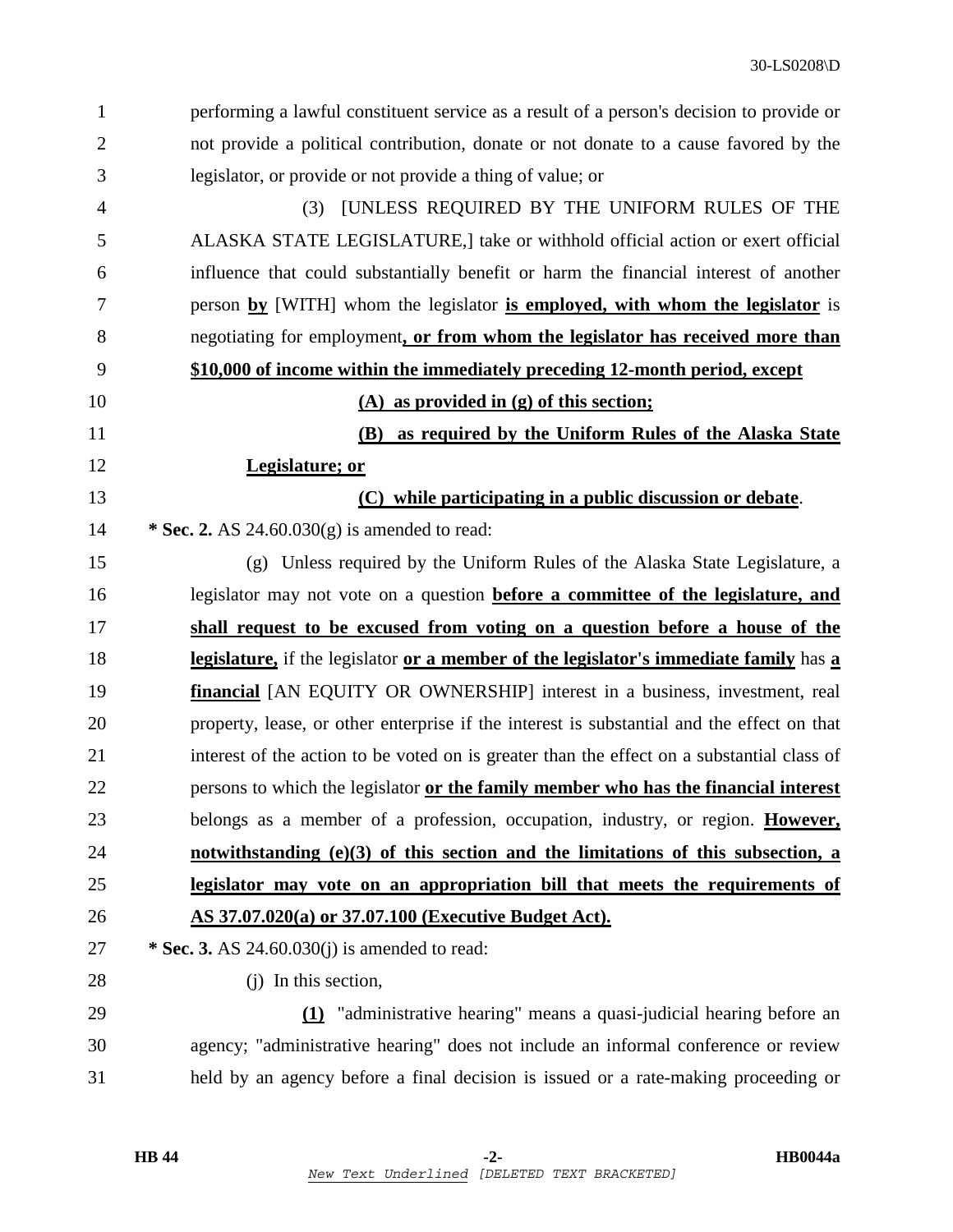performing a lawful constituent service as a result of a person's decision to provide or not provide a political contribution, donate or not donate to a cause favored by the legislator, or provide or not provide a thing of value; or

(3) [UNLESS REQUIRED BY THE UNIFORM RULES OF THE ALASKA STATE LEGISLATURE,] take or withhold official action or exert official influence that could substantially benefit or harm the financial interest of another person **by** [WITH] whom the legislator **is employed, with whom the legislator** is negotiating for employment**, or from whom the legislator has received more than $10,000 of income within the immediately preceding 12-month period, except**

**(A) as provided in (g) of this section;**

**(B) as required by the Uniform Rules of the Alaska State Legislature; or**

**(C) while participating in a public discussion or debate**.

**\* Sec. 2.** AS 24.60.030(g) is amended to read:

(g) Unless required by the Uniform Rules of the Alaska State Legislature, a legislator may not vote on a question **before a committee of the legislature, and shall request to be excused from voting on a question before a house of the legislature,** if the legislator **or a member of the legislator's immediate family** has **a financial** [AN EQUITY OR OWNERSHIP] interest in a business, investment, real property, lease, or other enterprise if the interest is substantial and the effect on that interest of the action to be voted on is greater than the effect on a substantial class of persons to which the legislator **or the family member who has the financial interest** belongs as a member of a profession, occupation, industry, or region. **However, notwithstanding (e)(3) of this section and the limitations of this subsection, a legislator may vote on an appropriation bill that meets the requirements of AS 37.07.020(a) or 37.07.100 (Executive Budget Act).**

**\* Sec. 3.** AS 24.60.030(j) is amended to read:

(j) In this section,

**(1)** "administrative hearing" means a quasi-judicial hearing before an agency; "administrative hearing" does not include an informal conference or review held by an agency before a final decision is issued or a rate-making proceeding or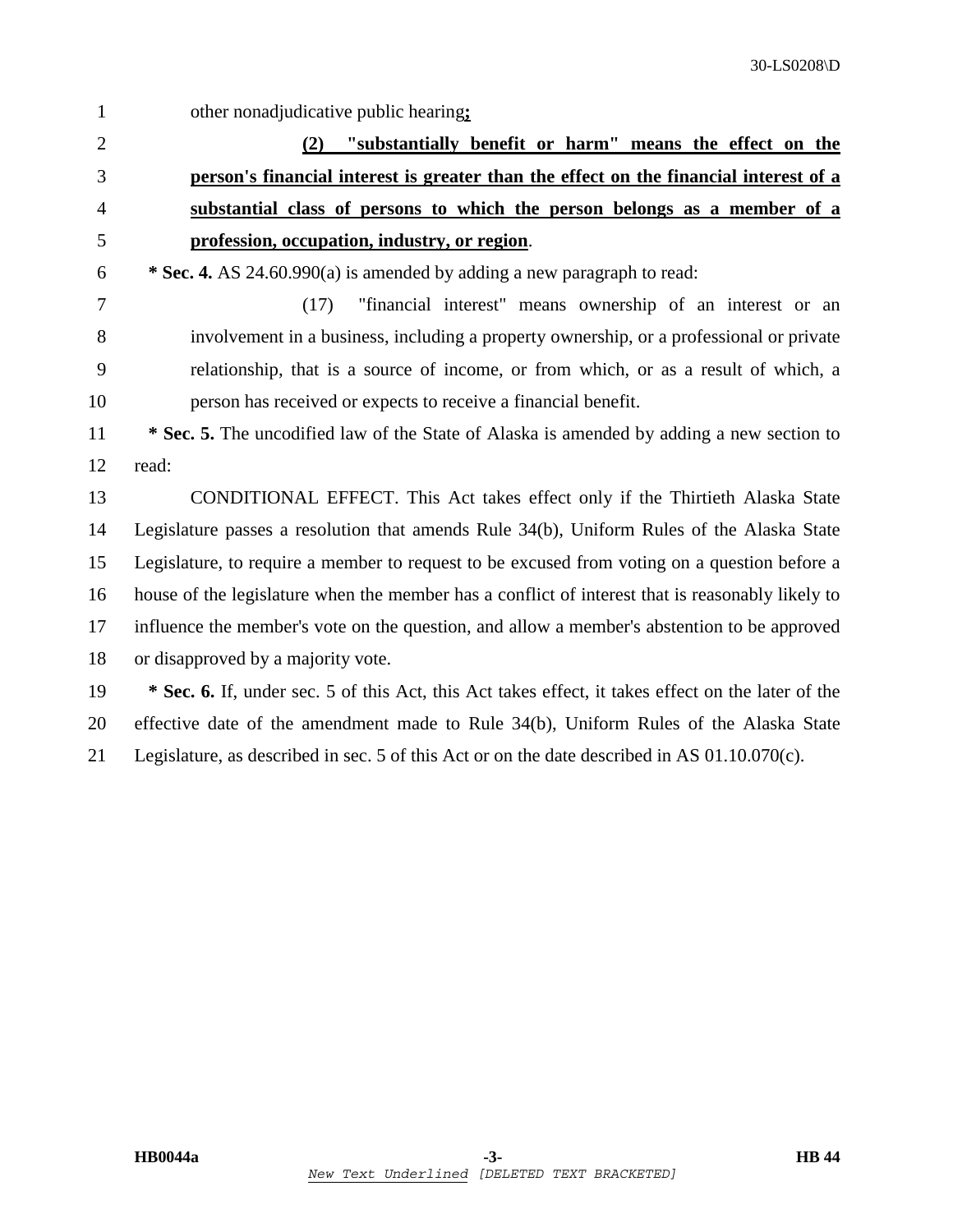other nonadjudicative public hearing**;**

**(2) "substantially benefit or harm" means the effect on the person's financial interest is greater than the effect on the financial interest of a substantial class of persons to which the person belongs as a member of a profession, occupation, industry, or region**.

**\* Sec. 4.** AS 24.60.990(a) is amended by adding a new paragraph to read:

(17) "financial interest" means ownership of an interest or an involvement in a business, including a property ownership, or a professional or private relationship, that is a source of income, or from which, or as a result of which, a person has received or expects to receive a financial benefit.

**\* Sec. 5.** The uncodified law of the State of Alaska is amended by adding a new section to read:

CONDITIONAL EFFECT. This Act takes effect only if the Thirtieth Alaska State Legislature passes a resolution that amends Rule 34(b), Uniform Rules of the Alaska State Legislature, to require a member to request to be excused from voting on a question before a house of the legislature when the member has a conflict of interest that is reasonably likely to influence the member's vote on the question, and allow a member's abstention to be approved or disapproved by a majority vote.

**\* Sec. 6.** If, under sec. 5 of this Act, this Act takes effect, it takes effect on the later of the effective date of the amendment made to Rule 34(b), Uniform Rules of the Alaska State Legislature, as described in sec. 5 of this Act or on the date described in AS 01.10.070(c).